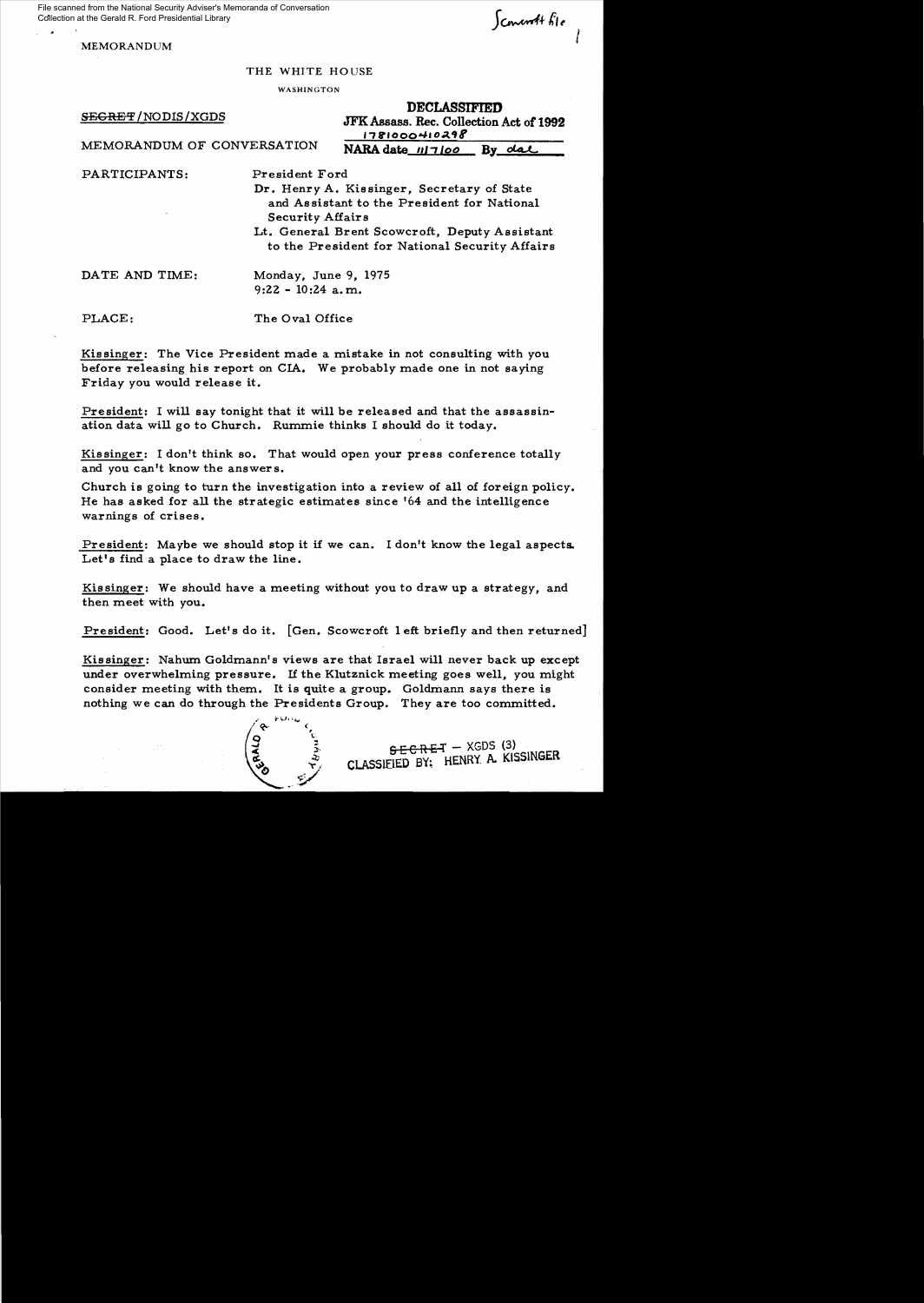File scanned from the National Security Adviser's Memoranda of Conversation Collection at the Gerald R. Ford Presidential Library

Scowcroft file

MEMORANDUM

THE WHITE HOUSE

WASHINGTON

SECRET/NODIS/XGDS

**DECLASSIFIED**
**JFK Assass. Rec. Collection Act of 1992**
178100041029 8
**NARA date** 11/7/00 **By** dal

MEMORANDUM OF CONVERSATION

PARTICIPANTS: President Ford
Dr. Henry A. Kissinger, Secretary of State and Assistant to the President for National Security Affairs
Lt. General Brent Scowcroft, Deputy Assistant to the President for National Security Affairs

DATE AND TIME: Monday, June 9, 1975
9:22 - 10:24 a.m.

PLACE: The Oval Office

Kissinger: The Vice President made a mistake in not consulting with you before releasing his report on CIA. We probably made one in not saying Friday you would release it.

President: I will say tonight that it will be released and that the assassination data will go to Church. Rummie thinks I should do it today.

Kissinger: I don't think so. That would open your press conference totally and you can't know the answers.

Church is going to turn the investigation into a review of all of foreign policy. He has asked for all the strategic estimates since '64 and the intelligence warnings of crises.

President: Maybe we should stop it if we can. I don't know the legal aspects. Let's find a place to draw the line.

Kissinger: We should have a meeting without you to draw up a strategy, and then meet with you.

President: Good. Let's do it. [Gen. Scowcroft left briefly and then returned]

Kissinger: Nahum Goldmann's views are that Israel will never back up except under overwhelming pressure. If the Klutznick meeting goes well, you might consider meeting with them. It is quite a group. Goldmann says there is nothing we can do through the Presidents Group. They are too committed.

SECRET – XGDS (3)
CLASSIFIED BY: HENRY A. KISSINGER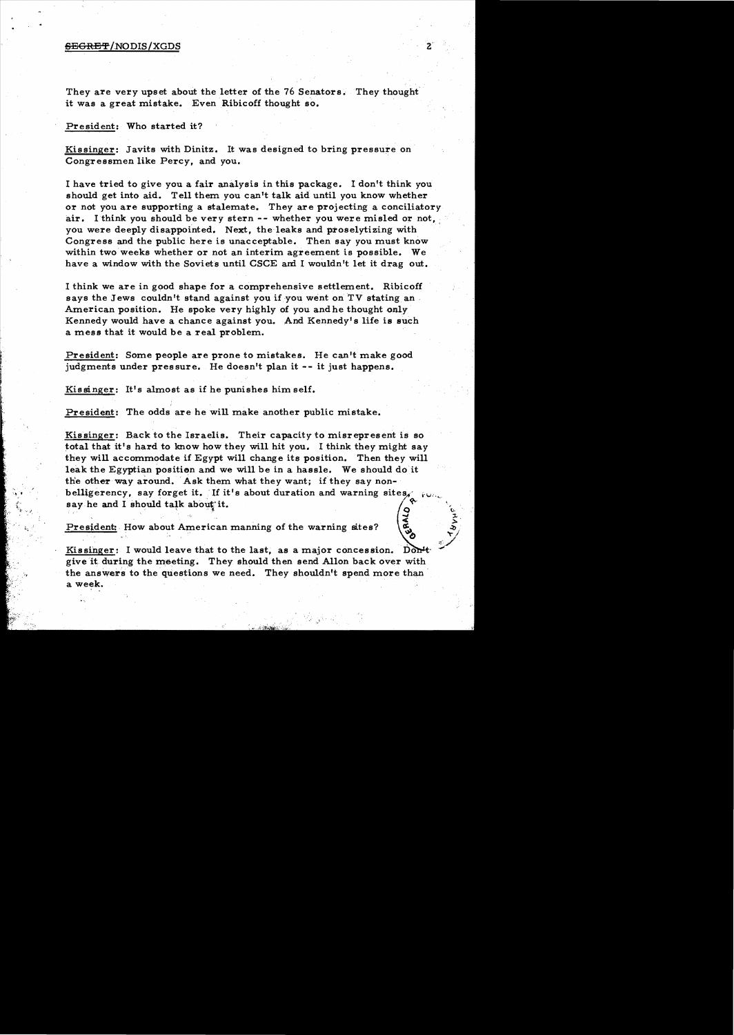They are very upset about the letter of the 76 Senators. They thought it was a great mistake. Even Ribicoff thought so.

President: Who started it?

Kissinger: Javits with Dinitz. It was designed to bring pressure on Congressmen like Percy, and you.

I have tried to give you a fair analysis in this package. I don't think you should get into aid. Tell them you can't talk aid until you know whether or not you are supporting a stalemate. They are projecting a conciliatory air. I think you should be very stern -- whether you were misled or not, you were deeply disappointed. Next, the leaks and proselytizing with Congress and the public here is unacceptable. Then say you must know within two weeks whether or not an interim agreement is possible. We have a window with the Soviets until CSCE and I wouldn't let it drag out.

I think we are in good shape for a comprehensive settlement. Ribicoff says the Jews couldn't stand against you if you went on TV stating an American position. He spoke very highly of you and he thought only Kennedy would have a chance against you. And Kennedy's life is such a mess that it would be a real problem.

President: Some people are prone to mistakes. He can't make good judgments under pressure. He doesn't plan it -- it just happens.

Kissinger: It's almost as if he punishes himself.

President: The odds are he will make another public mistake.

Kissinger: Back to the Israelis. Their capacity to misrepresent is so total that it's hard to know how they will hit you. I think they might say they will accommodate if Egypt will change its position. Then they will leak the Egyptian position and we will be in a hassle. We should do it the other way around. Ask them what they want; if they say non-belligerency, say forget it. If it's about duration and warning sites, say he and I should talk about it.

President: How about American manning of the warning sites?

Kissinger: I would leave that to the last, as a major concession. Don't give it during the meeting. They should then send Allon back over with the answers to the questions we need. They shouldn't spend more than a week.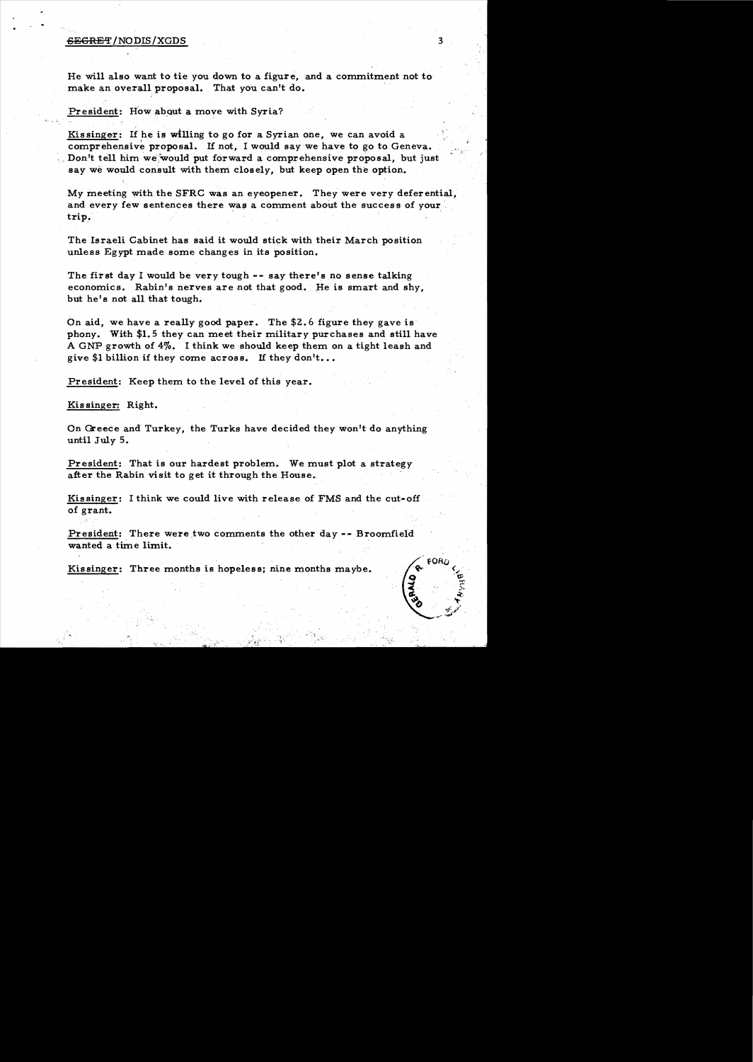He will also want to tie you down to a figure, and a commitment not to make an overall proposal. That you can't do.

President: How about a move with Syria?

Kissinger: If he is willing to go for a Syrian one, we can avoid a comprehensive proposal. If not, I would say we have to go to Geneva. Don't tell him we would put forward a comprehensive proposal, but just say we would consult with them closely, but keep open the option.

My meeting with the SFRC was an eyeopener. They were very deferential, and every few sentences there was a comment about the success of your trip.

The Israeli Cabinet has said it would stick with their March position unless Egypt made some changes in its position.

The first day I would be very tough -- say there's no sense talking economics. Rabin's nerves are not that good. He is smart and shy, but he's not all that tough.

On aid, we have a really good paper. The $2.6 figure they gave is phony. With $1.5 they can meet their military purchases and still have A GNP growth of 4%. I think we should keep them on a tight leash and give $1 billion if they come across. If they don't...

President: Keep them to the level of this year.

Kissinger: Right.

On Greece and Turkey, the Turks have decided they won't do anything until July 5.

President: That is our hardest problem. We must plot a strategy after the Rabin visit to get it through the House.

Kissinger: I think we could live with release of FMS and the cut-off of grant.

President: There were two comments the other day -- Broomfield wanted a time limit.

Kissinger: Three months is hopeless; nine months maybe.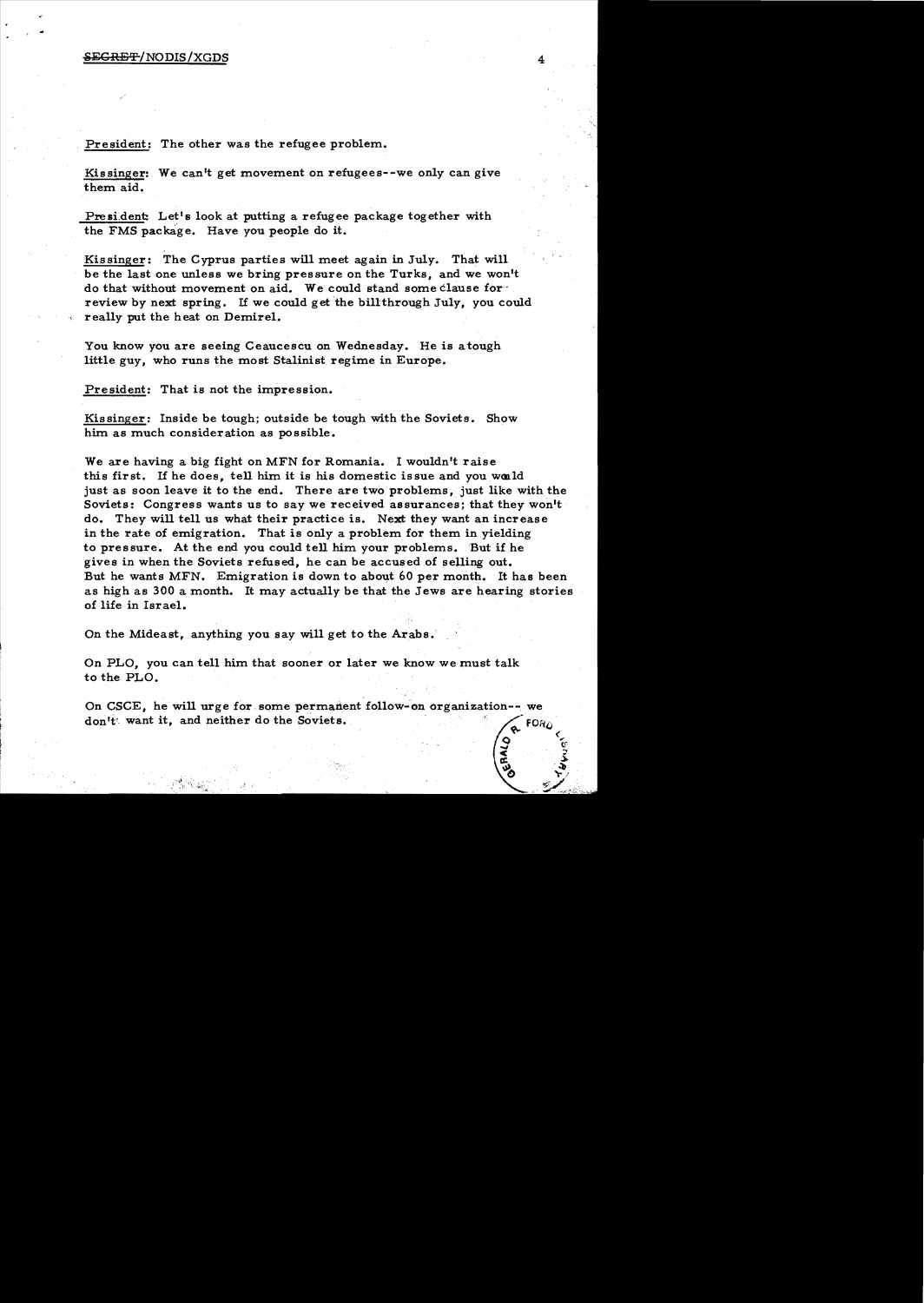President: The other was the refugee problem.

Kissinger: We can't get movement on refugees--we only can give them aid.

President: Let's look at putting a refugee package together with the FMS package. Have you people do it.

Kissinger: The Cyprus parties will meet again in July. That will be the last one unless we bring pressure on the Turks, and we won't do that without movement on aid. We could stand some clause for review by next spring. If we could get the bill through July, you could really put the heat on Demirel.

You know you are seeing Ceaucescu on Wednesday. He is a tough little guy, who runs the most Stalinist regime in Europe.

President: That is not the impression.

Kissinger: Inside be tough; outside be tough with the Soviets. Show him as much consideration as possible.

We are having a big fight on MFN for Romania. I wouldn't raise this first. If he does, tell him it is his domestic issue and you would just as soon leave it to the end. There are two problems, just like with the Soviets: Congress wants us to say we received assurances; that they won't do. They will tell us what their practice is. Next they want an increase in the rate of emigration. That is only a problem for them in yielding to pressure. At the end you could tell him your problems. But if he gives in when the Soviets refused, he can be accused of selling out. But he wants MFN. Emigration is down to about 60 per month. It has been as high as 300 a month. It may actually be that the Jews are hearing stories of life in Israel.

On the Mideast, anything you say will get to the Arabs.

On PLO, you can tell him that sooner or later we know we must talk to the PLO.

On CSCE, he will urge for some permanent follow-on organization-- we don't want it, and neither do the Soviets.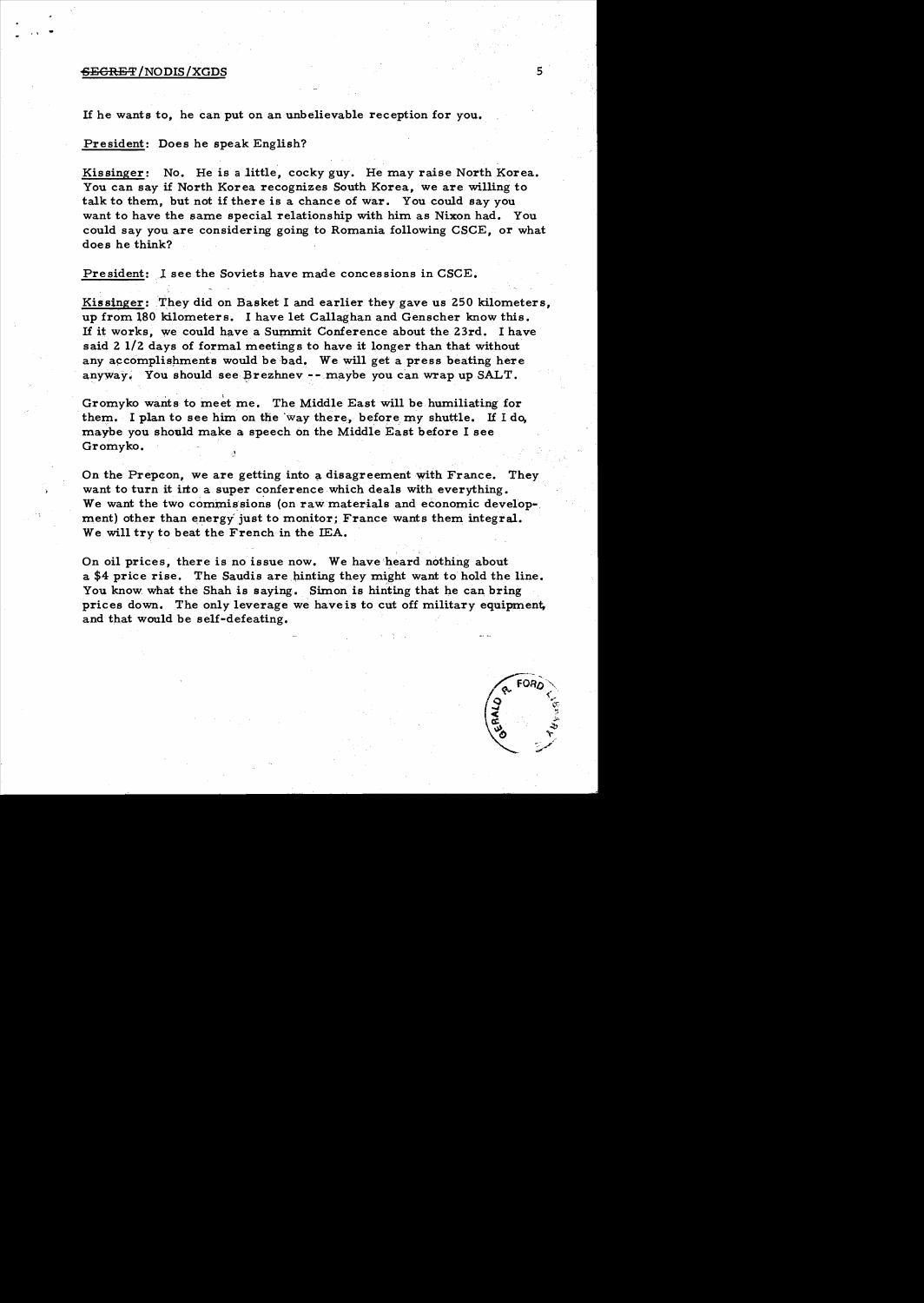If he wants to, he can put on an unbelievable reception for you.

President: Does he speak English?

Kissinger: No. He is a little, cocky guy. He may raise North Korea. You can say if North Korea recognizes South Korea, we are willing to talk to them, but not if there is a chance of war. You could say you want to have the same special relationship with him as Nixon had. You could say you are considering going to Romania following CSCE, or what does he think?

President: I see the Soviets have made concessions in CSCE.

Kissinger: They did on Basket I and earlier they gave us 250 kilometers, up from 180 kilometers. I have let Callaghan and Genscher know this. If it works, we could have a Summit Conference about the 23rd. I have said 2 1/2 days of formal meetings to have it longer than that without any accomplishments would be bad. We will get a press beating here anyway. You should see Brezhnev -- maybe you can wrap up SALT.

Gromyko wants to meet me. The Middle East will be humiliating for them. I plan to see him on the way there, before my shuttle. If I do, maybe you should make a speech on the Middle East before I see Gromyko.

On the Prepcon, we are getting into a disagreement with France. They want to turn it into a super conference which deals with everything. We want the two commissions (on raw materials and economic development) other than energy just to monitor; France wants them integral. We will try to beat the French in the IEA.

On oil prices, there is no issue now. We have heard nothing about a $4 price rise. The Saudis are hinting they might want to hold the line. You know what the Shah is saying. Simon is hinting that he can bring prices down. The only leverage we have is to cut off military equipment, and that would be self-defeating.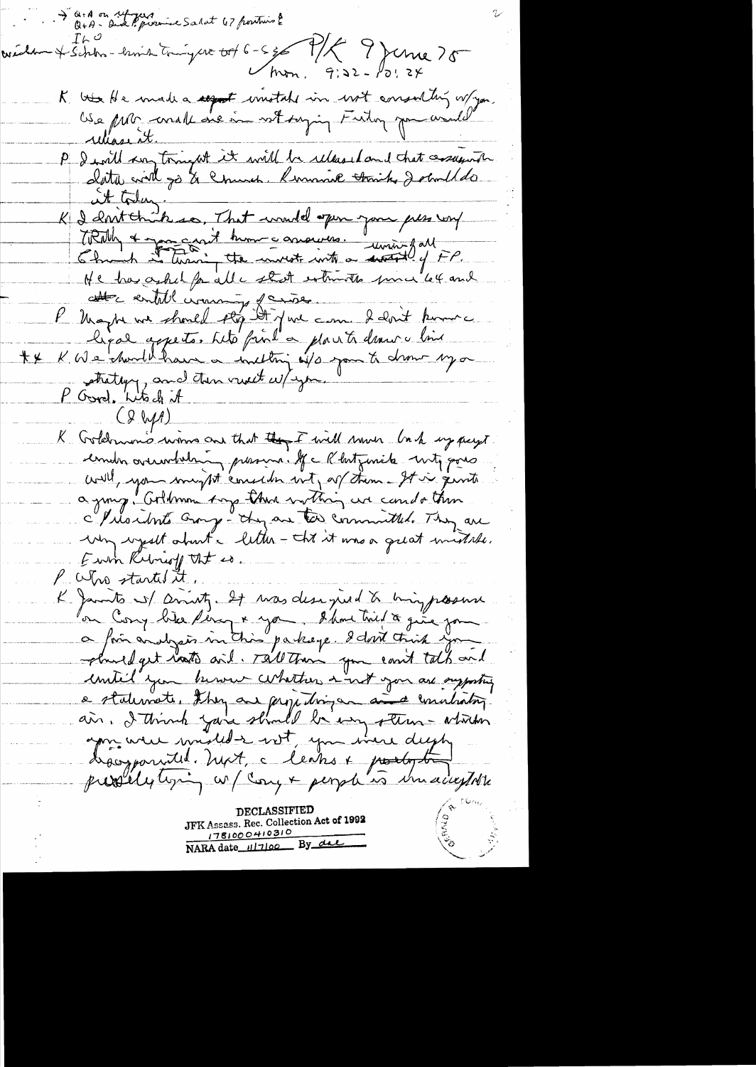→ Q+A on refugees
Q+A - Did P. promise Sadat 67 frontiers?
IHO
Wisdom & Schlesinger - brief tonight or 6-5 ??

P/K 9 June 75
Mon. 9:32 - 10:24

K. He made a stupid mistake in not consulting w/ you. We will make one in not saying Friday you would release it.

P. I will say tonight it will be released and that consumption data will go to Church. Rummie thinks I should do it today.

K. I don't think so. That would open your press conf. Totally & you can't know answers. Church is turning the investigation into a [?] of FP. He has asked for all [?] estimates since 64 and [?] entitled warnings of crises.

P. Maybe we should stop it if we can. I don't know the legal aspects. Let's find a place to draw a line.

** K. We should have a meeting w/o you to draw up a strategy, and then meet w/ you.

P. Good. Let's do it.

(2 WH)

K. Goldman's views are that they I will never back up except under overwhelming pressure. If Klutznick mtg goes well, you might consider mtg w/ them. It is quite a group. Goldman says there is nothing we can do then. Presidents Group - they are too committed. They are very upset about the letter - that it was a great mistake. Even Ribicoff that so.

P. Who started it.

K. Javits w/ Amitay. It was designed to bring pressure on Cong like Percy & you. I have tried to give you a fair analysis in this package. I don't think you should get into aid. Tell them you can't talk aid until you know whether or not you are supporting a stalemate. They are projecting an [?] atmosphere. I think you should be very stern - whether you were misled or not, you were deeply disappointed. Next, the leaks & pretty ... proselytizing w/ Cong & people is unacceptable.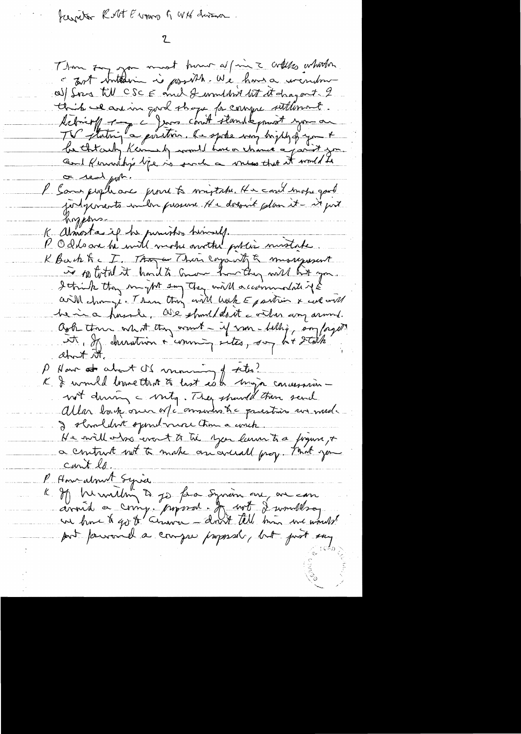Jaworski Robt Evans to WH dinner

Then for you must know w/ in 2 weeks whether a Test Limitation is possible. We have a window w/ Sov till CSCE and I wouldn't let it drag out. I think we are in good shape for compre settlement.

Dobrynin — say the Jews can't stand against you on TV stating a position. He spoke very highly of you & bet that only Kennedy would have a chance against you and Kennedy's type is such a mess that it would be a real job.

P Some people are prone to mistake. He can't make good judgements under pressure. He doesn't plan it — it just happens.

K Almost as if he punishes himself.

P Odds are he will make another public mistake.

K Back to the T. Then — Their capacity to misrepresent is so total it hard to know how they will hit you. I think they might say they will accommodate if the will change. Then they will leak the position & we will be in a hassle. We should do it either way around. Ask them what they want — if non-lethal, say forget it. If duration & commissioning sites, say let's talk about it.

P How about US manning of sites?

K I would leave that to last as a major concession — not during the mtg. They should then send Allen back over w/ the answers to the questions we made. I shouldn't spend more than a week.

He will also want to tie your hands to a figure, & a contract not to make an overall proposal. That you can't do.

P How about Syria

K If he willing to go for a Syrian one, we can avoid a comp. proposal. If not I would say we have to go to Geneva — don't tell him we wouldn't put forward a compre proposal, but just say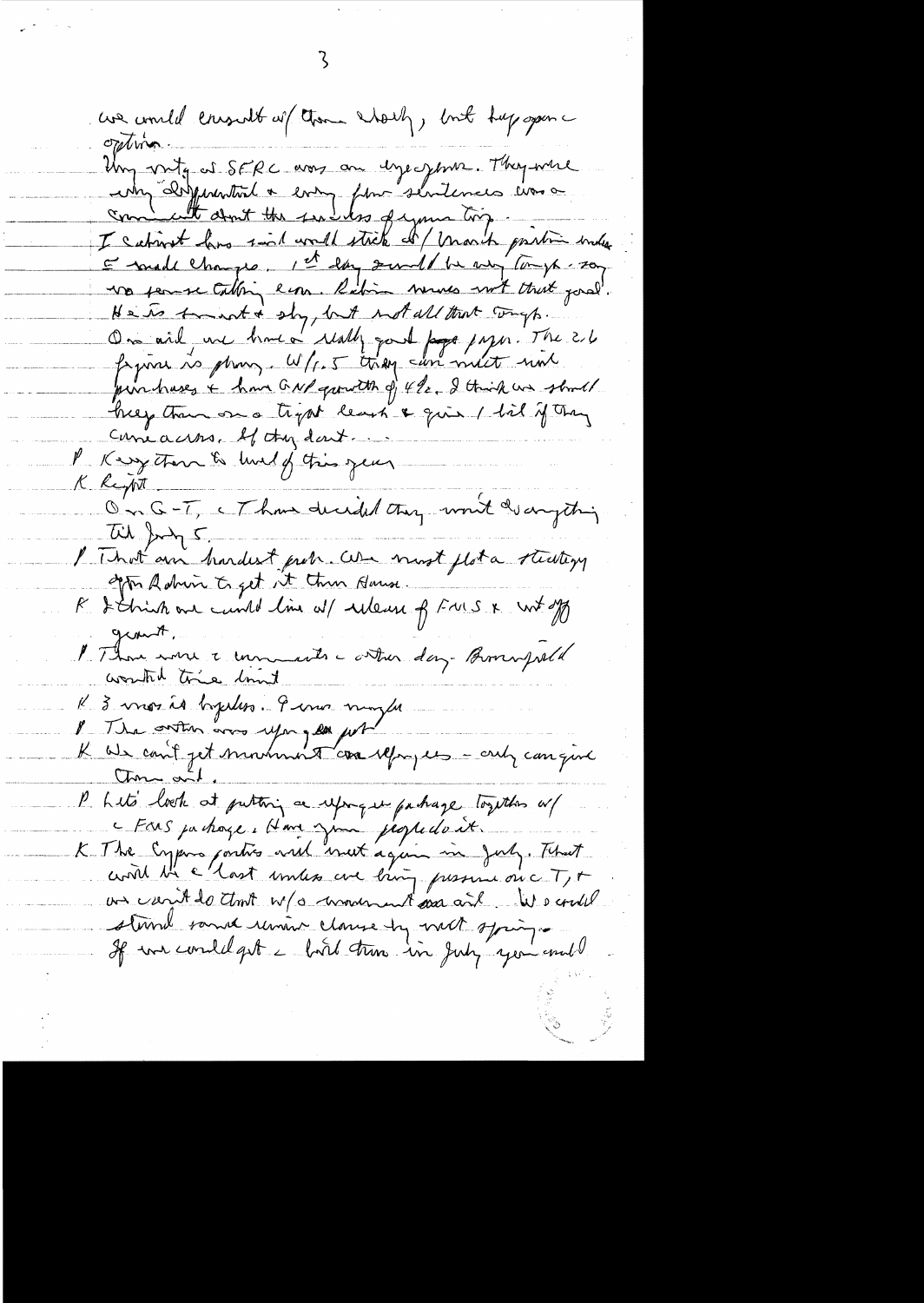we would consult w/ them closely, but keep open c option.

Very nutty at SFRC was on Cyprus. They were very deferential & only few sentences was a comment about the results of your trip.

I cabinet has said would stick w/ March position unless E made changes. 1st day would be very tough - say no sense talking econ. Rabin move not that good. He is smart & shy, but not all that tough.

On oil, we have a really good paper. The 2.6 figure is phony. W/1.5 they can meet and purchases & have GNP growth of 4%. I think we should keep them on a tight leash & give 1 bil if they come across. If they don't.

P Keep them to lend of this year

K Right

On G-T, c T have decided they won't do anything til July 5.

P That our hardest prob. We must plot a strategy after Rabin to get it thru House.

K I think we could line w/ release of FMS & wait off grant.

P There were c comments c other day - Broomfield wanted time limit

K 3 mos is hopeless. 9 mos maybe

P The author was [?] just

K We can't get movement on refugees - only can give them out.

P Let's look at putting a refugee package together w/ c FMS package. Have your people do it.

K The Cyprus parties will meet again in July. That will be c last unless we bring pressure on c T, & we can't do that w/o movement on aid. We could stand some minor clause by next spring. If we could get c bill thru in July you could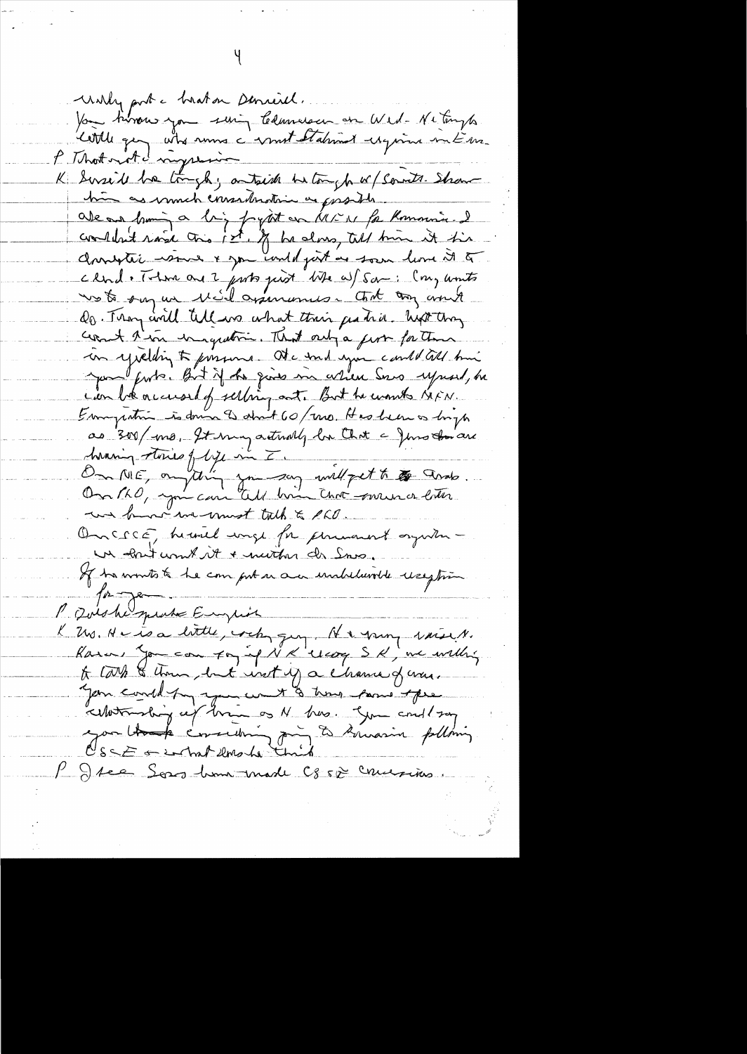really put a brake on Demirel.
You know you are seeing Ecevit on Wed. He tough little guy who runs a most Stalinist regime in Eur.

P That's not the impression

K Should be tough; and tell him to cooperate w/ Soviets. Show him as much consideration as possible.
We are having a big fight on MFN for Romania. I wouldn't raise this 1st. If he does, tell him it is domestic issue & you would get as soon how it is clear. There are 2 points just like w/ Sov: Cong wants us to say we will assurances that they won't do. They will tell us what their practice. With they won't be in emigration. That only a few for them in yielding to pressure. Otherwise you could tell him your points. But if he goes in when Sov upset, he can be accused of selling out. But he wants MFN.
Emigration is down to about 60/mo. Has been as high as 300/mo. It may actually be that the Jews there are hearing stories of life in I.
On ME, anything you say will get to Arab. On PLO, you can tell him that sooner or later we know we must talk to PLO.
On CSCE, he will urge for permanent organization – we don't want it & neither do Sovs.
If he wants to he can put in an unbelievable reception for you.

P Does he speak English

K No. He is a little, cocky guy. He is very vain. K.
Korea, You can say if NK will accept SK, we willing to talk to them, but not if a chance of war.
You could say you want to know some type relationship of him to NK too. You could say you think considering going to Romania following CSCE is what does he think.

P I see Sov have made CSCE concessions.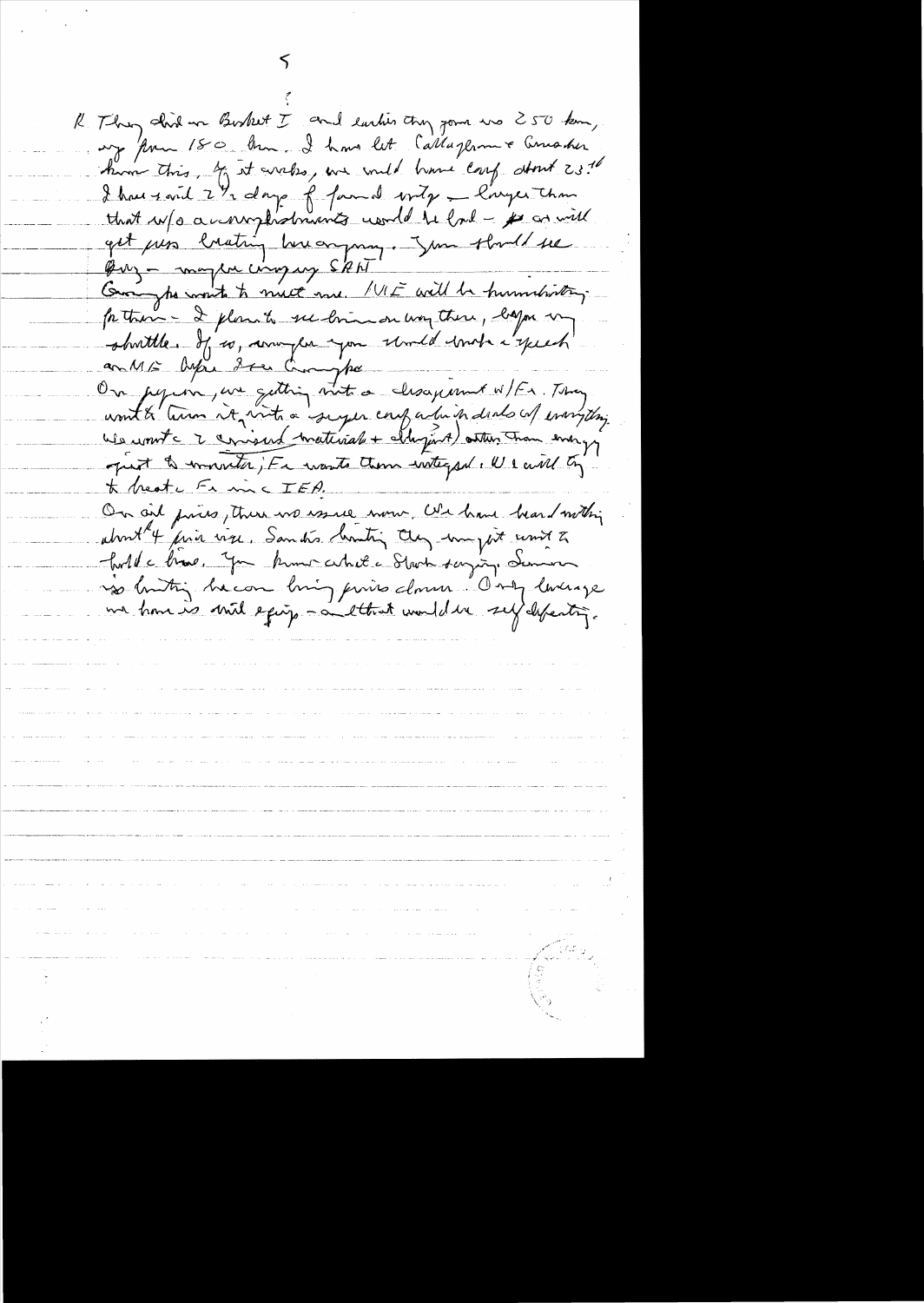K They did on Budget I and earlier they gave us 250 km, up from 150 km. I have let Callaghan & Crosland know this, if it works, we would have cut about 23.[1] I have said 2½ days of found only — longer than that w/o accomplishments would be bad — or will get press beating bureaucracy. You should see Ford — maybe carrying SALT

Gromyko wants to meet me. ME will be humiliating for them — I plan to see him on way there, before my shuttle. If so, maybe you should make a speech on ME before I see Gromyko.

On energy, we getting into a disagreement w/Fr. They want to turn it into a super conference which deals w/ everything. We want a 2 consumer (materials + other) rather than energy just to monitor; Fr wants them integrated. We will try to treat Fr in IEA.

On oil prices, there no issue now. We have heard nothing about 4 price rise. Saudis hinting they might want to hold the line. You know what Shah saying. Simon is hinting he can bring prices down. Only leverage we have is mil equip — and that would be self defeating.